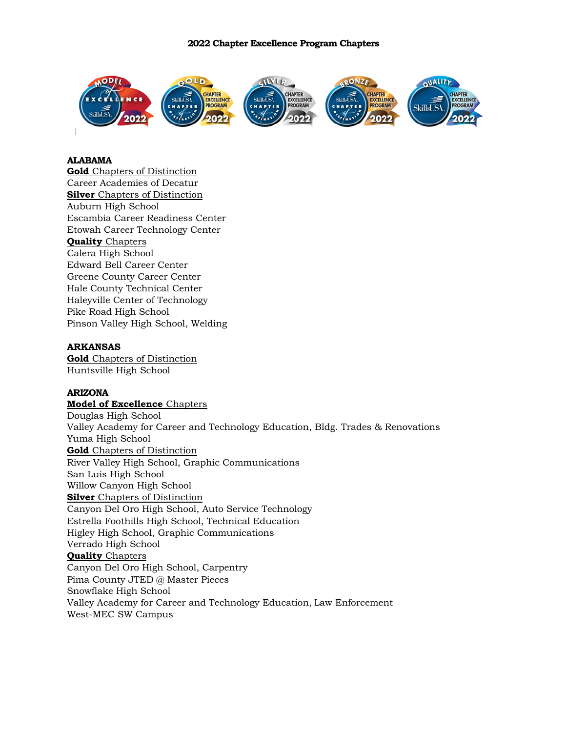# 2022 Chapter Excellence Program Chapters

## ALABAMA

**Gold** Chapters of Distinction

Career Academies of Decatur

**Silver** Chapters of Distinction

Auburn High School
Escambia Career Readiness Center
Etowah Career Technology Center

**Quality** Chapters

Calera High School
Edward Bell Career Center
Greene County Career Center
Hale County Technical Center
Haleyville Center of Technology
Pike Road High School
Pinson Valley High School, Welding

## ARKANSAS

**Gold** Chapters of Distinction

Huntsville High School

## ARIZONA

**Model of Excellence** Chapters

Douglas High School
Valley Academy for Career and Technology Education, Bldg. Trades & Renovations
Yuma High School

**Gold** Chapters of Distinction

River Valley High School, Graphic Communications
San Luis High School
Willow Canyon High School

**Silver** Chapters of Distinction

Canyon Del Oro High School, Auto Service Technology
Estrella Foothills High School, Technical Education
Higley High School, Graphic Communications
Verrado High School

**Quality** Chapters

Canyon Del Oro High School, Carpentry
Pima County JTED @ Master Pieces
Snowflake High School
Valley Academy for Career and Technology Education, Law Enforcement
West-MEC SW Campus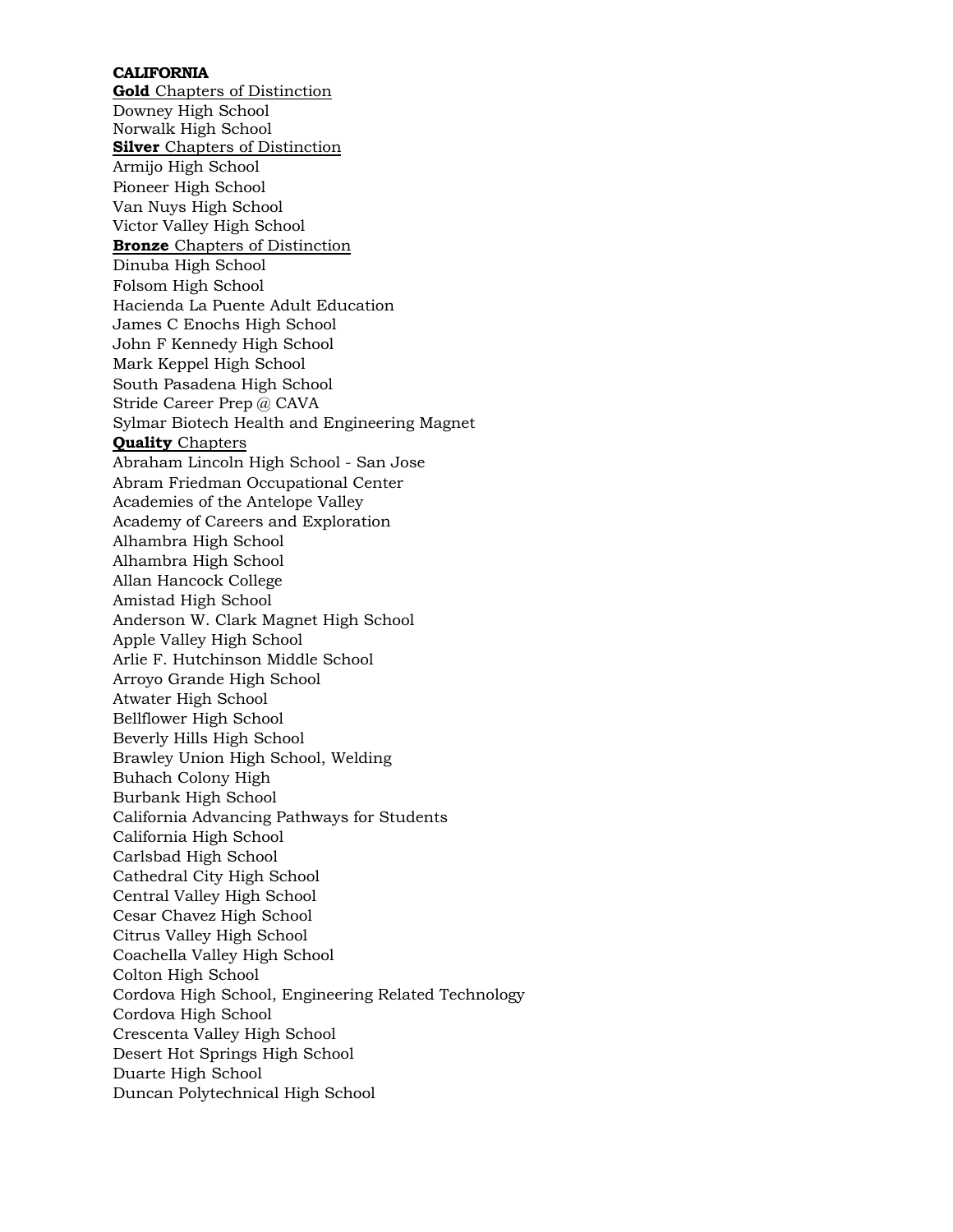**CALIFORNIA**

<u>**Gold** Chapters of Distinction</u>

Downey High School
Norwalk High School

<u>**Silver** Chapters of Distinction</u>

Armijo High School
Pioneer High School
Van Nuys High School
Victor Valley High School

<u>**Bronze** Chapters of Distinction</u>

Dinuba High School
Folsom High School
Hacienda La Puente Adult Education
James C Enochs High School
John F Kennedy High School
Mark Keppel High School
South Pasadena High School
Stride Career Prep @ CAVA
Sylmar Biotech Health and Engineering Magnet

<u>**Quality** Chapters</u>

Abraham Lincoln High School - San Jose
Abram Friedman Occupational Center
Academies of the Antelope Valley
Academy of Careers and Exploration
Alhambra High School
Alhambra High School
Allan Hancock College
Amistad High School
Anderson W. Clark Magnet High School
Apple Valley High School
Arlie F. Hutchinson Middle School
Arroyo Grande High School
Atwater High School
Bellflower High School
Beverly Hills High School
Brawley Union High School, Welding
Buhach Colony High
Burbank High School
California Advancing Pathways for Students
California High School
Carlsbad High School
Cathedral City High School
Central Valley High School
Cesar Chavez High School
Citrus Valley High School
Coachella Valley High School
Colton High School
Cordova High School, Engineering Related Technology
Cordova High School
Crescenta Valley High School
Desert Hot Springs High School
Duarte High School
Duncan Polytechnical High School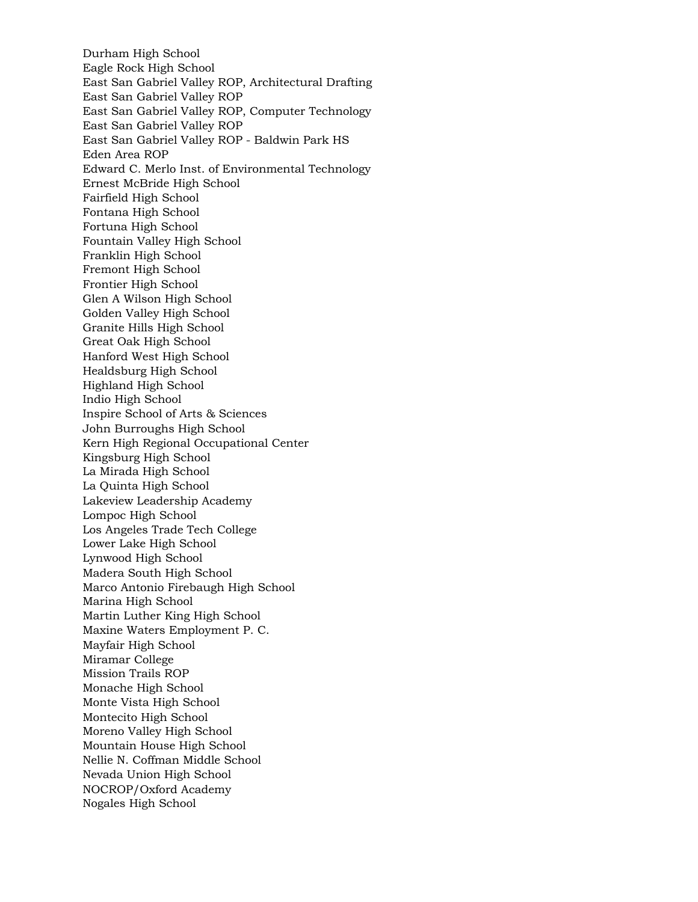Durham High School
Eagle Rock High School
East San Gabriel Valley ROP, Architectural Drafting
East San Gabriel Valley ROP
East San Gabriel Valley ROP, Computer Technology
East San Gabriel Valley ROP
East San Gabriel Valley ROP - Baldwin Park HS
Eden Area ROP
Edward C. Merlo Inst. of Environmental Technology
Ernest McBride High School
Fairfield High School
Fontana High School
Fortuna High School
Fountain Valley High School
Franklin High School
Fremont High School
Frontier High School
Glen A Wilson High School
Golden Valley High School
Granite Hills High School
Great Oak High School
Hanford West High School
Healdsburg High School
Highland High School
Indio High School
Inspire School of Arts & Sciences
John Burroughs High School
Kern High Regional Occupational Center
Kingsburg High School
La Mirada High School
La Quinta High School
Lakeview Leadership Academy
Lompoc High School
Los Angeles Trade Tech College
Lower Lake High School
Lynwood High School
Madera South High School
Marco Antonio Firebaugh High School
Marina High School
Martin Luther King High School
Maxine Waters Employment P. C.
Mayfair High School
Miramar College
Mission Trails ROP
Monache High School
Monte Vista High School
Montecito High School
Moreno Valley High School
Mountain House High School
Nellie N. Coffman Middle School
Nevada Union High School
NOCROP/Oxford Academy
Nogales High School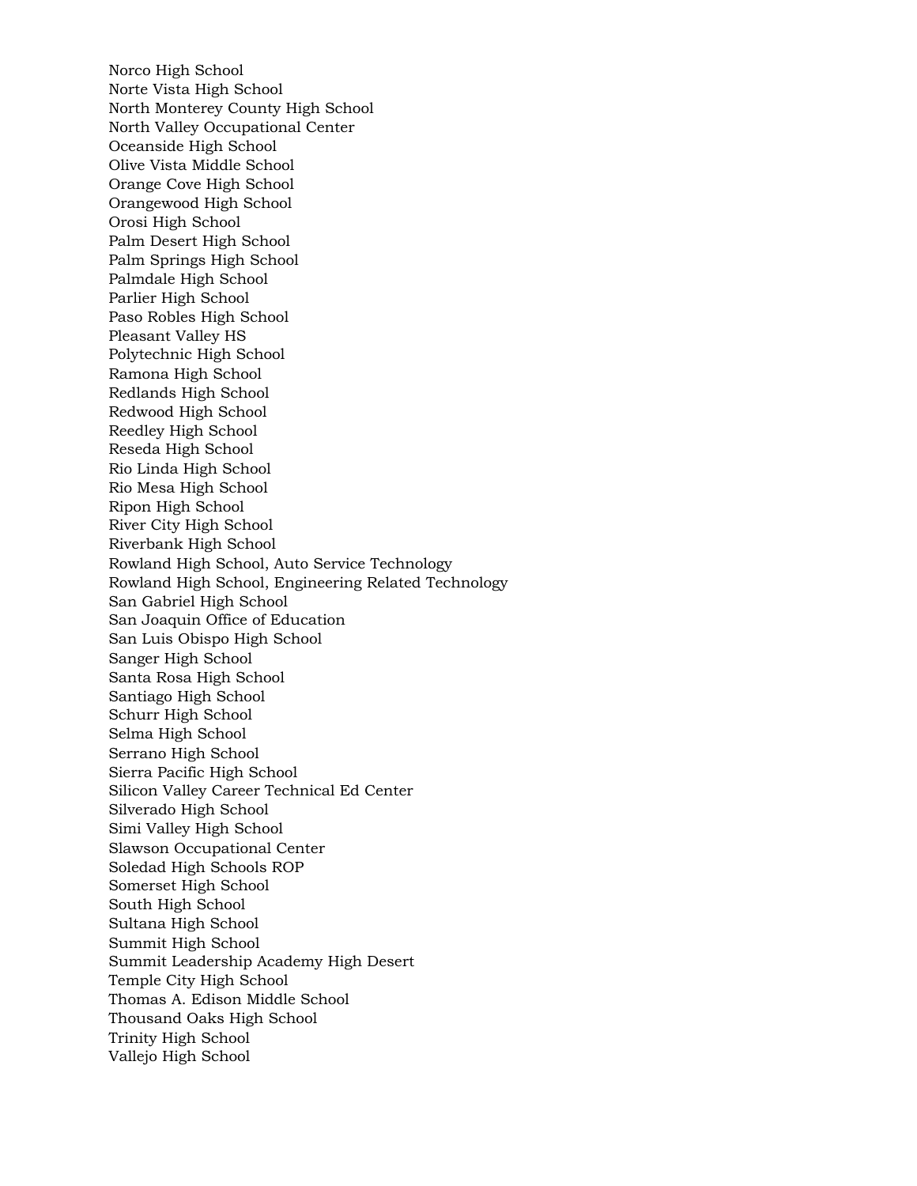Norco High School
Norte Vista High School
North Monterey County High School
North Valley Occupational Center
Oceanside High School
Olive Vista Middle School
Orange Cove High School
Orangewood High School
Orosi High School
Palm Desert High School
Palm Springs High School
Palmdale High School
Parlier High School
Paso Robles High School
Pleasant Valley HS
Polytechnic High School
Ramona High School
Redlands High School
Redwood High School
Reedley High School
Reseda High School
Rio Linda High School
Rio Mesa High School
Ripon High School
River City High School
Riverbank High School
Rowland High School, Auto Service Technology
Rowland High School, Engineering Related Technology
San Gabriel High School
San Joaquin Office of Education
San Luis Obispo High School
Sanger High School
Santa Rosa High School
Santiago High School
Schurr High School
Selma High School
Serrano High School
Sierra Pacific High School
Silicon Valley Career Technical Ed Center
Silverado High School
Simi Valley High School
Slawson Occupational Center
Soledad High Schools ROP
Somerset High School
South High School
Sultana High School
Summit High School
Summit Leadership Academy High Desert
Temple City High School
Thomas A. Edison Middle School
Thousand Oaks High School
Trinity High School
Vallejo High School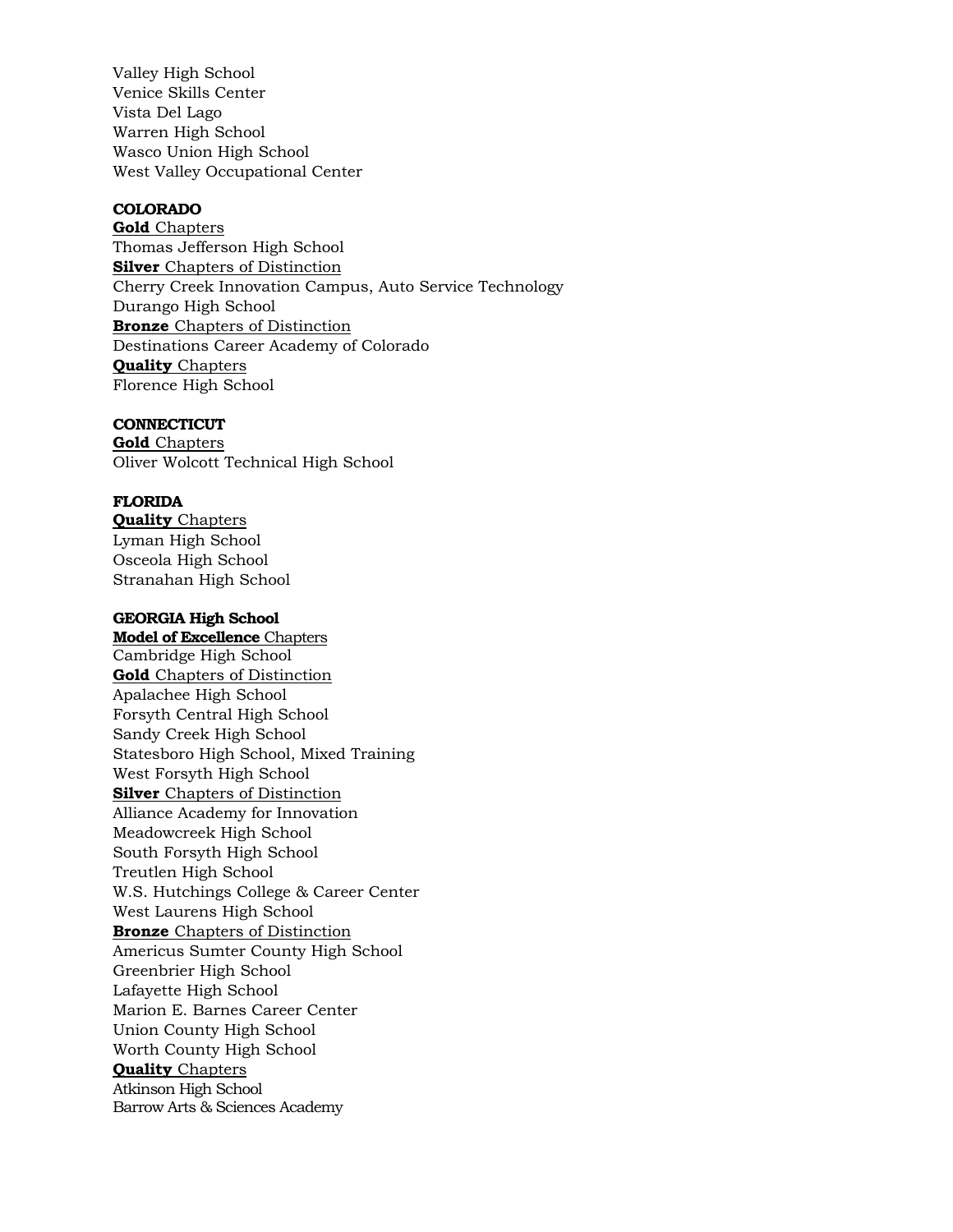Valley High School
Venice Skills Center
Vista Del Lago
Warren High School
Wasco Union High School
West Valley Occupational Center

**COLORADO**

**Gold** Chapters
Thomas Jefferson High School

**Silver** Chapters of Distinction
Cherry Creek Innovation Campus, Auto Service Technology
Durango High School

**Bronze** Chapters of Distinction
Destinations Career Academy of Colorado

**Quality** Chapters
Florence High School

**CONNECTICUT**

**Gold** Chapters
Oliver Wolcott Technical High School

**FLORIDA**

**Quality** Chapters
Lyman High School
Osceola High School
Stranahan High School

**GEORGIA High School**

**Model of Excellence** Chapters
Cambridge High School

**Gold** Chapters of Distinction
Apalachee High School
Forsyth Central High School
Sandy Creek High School
Statesboro High School, Mixed Training
West Forsyth High School

**Silver** Chapters of Distinction
Alliance Academy for Innovation
Meadowcreek High School
South Forsyth High School
Treutlen High School
W.S. Hutchings College & Career Center
West Laurens High School

**Bronze** Chapters of Distinction
Americus Sumter County High School
Greenbrier High School
Lafayette High School
Marion E. Barnes Career Center
Union County High School
Worth County High School

**Quality** Chapters
Atkinson High School
Barrow Arts & Sciences Academy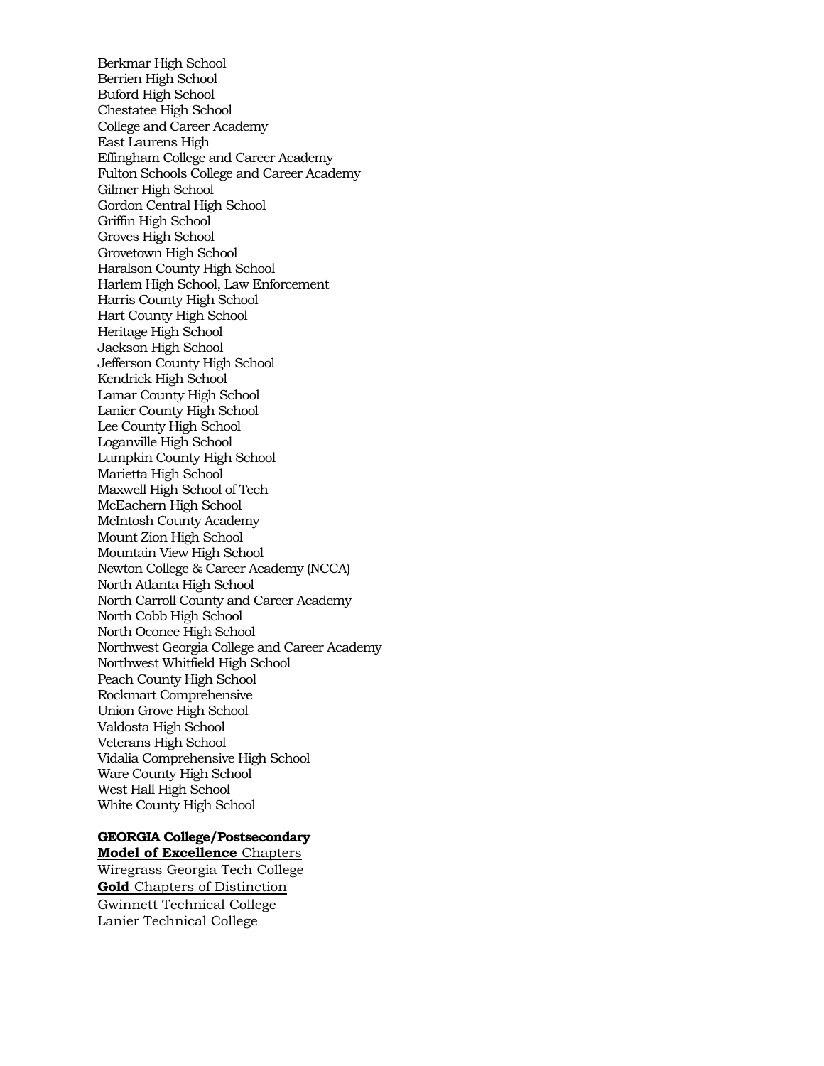Berkmar High School
Berrien High School
Buford High School
Chestatee High School
College and Career Academy
East Laurens High
Effingham College and Career Academy
Fulton Schools College and Career Academy
Gilmer High School
Gordon Central High School
Griffin High School
Groves High School
Grovetown High School
Haralson County High School
Harlem High School, Law Enforcement
Harris County High School
Hart County High School
Heritage High School
Jackson High School
Jefferson County High School
Kendrick High School
Lamar County High School
Lanier County High School
Lee County High School
Loganville High School
Lumpkin County High School
Marietta High School
Maxwell High School of Tech
McEachern High School
McIntosh County Academy
Mount Zion High School
Mountain View High School
Newton College & Career Academy (NCCA)
North Atlanta High School
North Carroll County and Career Academy
North Cobb High School
North Oconee High School
Northwest Georgia College and Career Academy
Northwest Whitfield High School
Peach County High School
Rockmart Comprehensive
Union Grove High School
Valdosta High School
Veterans High School
Vidalia Comprehensive High School
Ware County High School
West Hall High School
White County High School

**GEORGIA College/Postsecondary**

**Model of Excellence** Chapters

Wiregrass Georgia Tech College

**Gold** Chapters of Distinction

Gwinnett Technical College
Lanier Technical College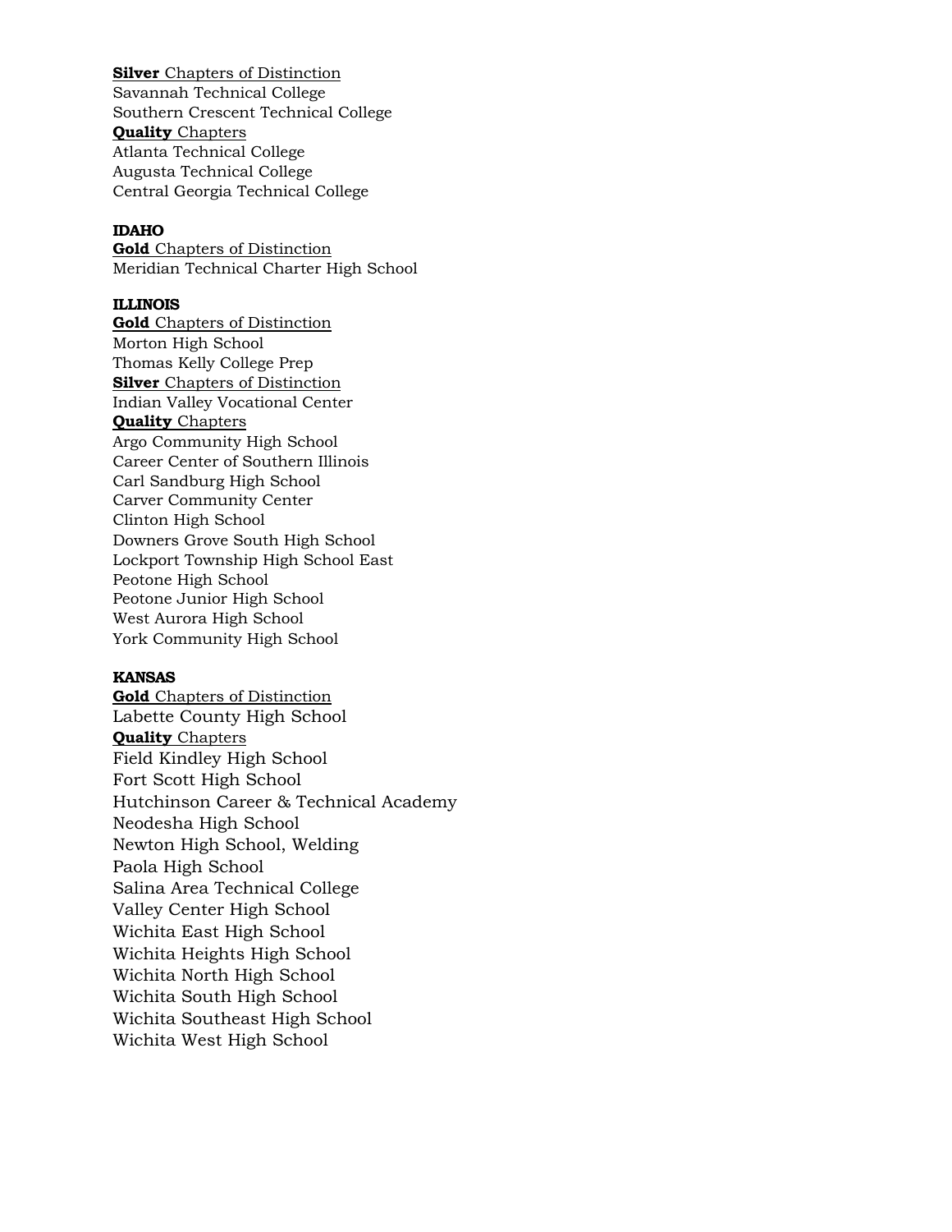**Silver** Chapters of Distinction
Savannah Technical College
Southern Crescent Technical College
**Quality** Chapters
Atlanta Technical College
Augusta Technical College
Central Georgia Technical College

**IDAHO**
**Gold** Chapters of Distinction
Meridian Technical Charter High School

**ILLINOIS**
**Gold** Chapters of Distinction
Morton High School
Thomas Kelly College Prep
**Silver** Chapters of Distinction
Indian Valley Vocational Center
**Quality** Chapters
Argo Community High School
Career Center of Southern Illinois
Carl Sandburg High School
Carver Community Center
Clinton High School
Downers Grove South High School
Lockport Township High School East
Peotone High School
Peotone Junior High School
West Aurora High School
York Community High School

**KANSAS**
**Gold** Chapters of Distinction
Labette County High School
**Quality** Chapters
Field Kindley High School
Fort Scott High School
Hutchinson Career & Technical Academy
Neodesha High School
Newton High School, Welding
Paola High School
Salina Area Technical College
Valley Center High School
Wichita East High School
Wichita Heights High School
Wichita North High School
Wichita South High School
Wichita Southeast High School
Wichita West High School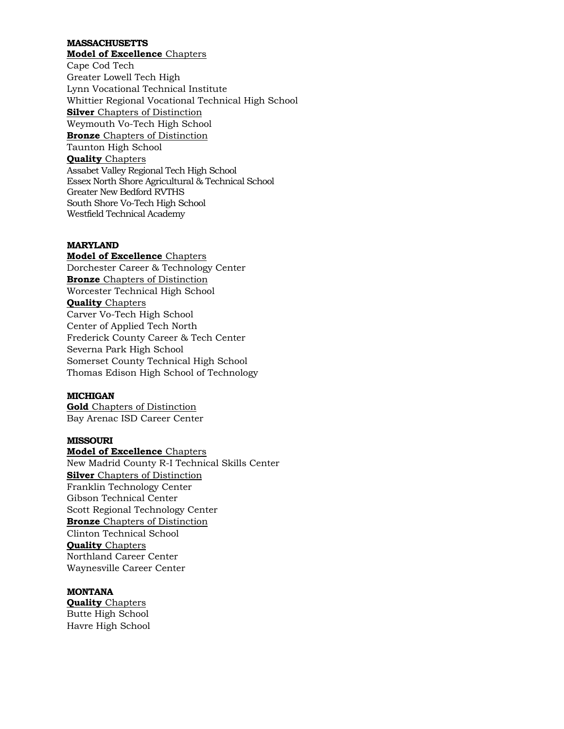**MASSACHUSETTS**

**Model of Excellence** Chapters

Cape Cod Tech
Greater Lowell Tech High
Lynn Vocational Technical Institute
Whittier Regional Vocational Technical High School

**Silver** Chapters of Distinction

Weymouth Vo-Tech High School

**Bronze** Chapters of Distinction

Taunton High School

**Quality** Chapters

Assabet Valley Regional Tech High School
Essex North Shore Agricultural & Technical School
Greater New Bedford RVTHS
South Shore Vo-Tech High School
Westfield Technical Academy

**MARYLAND**

**Model of Excellence** Chapters

Dorchester Career & Technology Center

**Bronze** Chapters of Distinction

Worcester Technical High School

**Quality** Chapters

Carver Vo-Tech High School
Center of Applied Tech North
Frederick County Career & Tech Center
Severna Park High School
Somerset County Technical High School
Thomas Edison High School of Technology

**MICHIGAN**

**Gold** Chapters of Distinction

Bay Arenac ISD Career Center

**MISSOURI**

**Model of Excellence** Chapters

New Madrid County R-I Technical Skills Center

**Silver** Chapters of Distinction

Franklin Technology Center
Gibson Technical Center
Scott Regional Technology Center

**Bronze** Chapters of Distinction

Clinton Technical School

**Quality** Chapters

Northland Career Center
Waynesville Career Center

**MONTANA**

**Quality** Chapters

Butte High School
Havre High School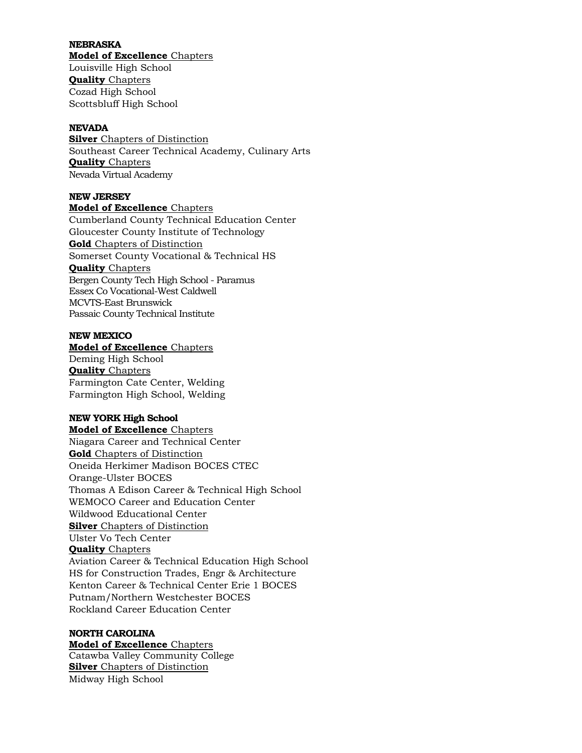**NEBRASKA**

**Model of Excellence** Chapters

Louisville High School

**Quality** Chapters

Cozad High School

Scottsbluff High School

**NEVADA**

**Silver** Chapters of Distinction

Southeast Career Technical Academy, Culinary Arts

**Quality** Chapters

Nevada Virtual Academy

**NEW JERSEY**

**Model of Excellence** Chapters

Cumberland County Technical Education Center

Gloucester County Institute of Technology

**Gold** Chapters of Distinction

Somerset County Vocational & Technical HS

**Quality** Chapters

Bergen County Tech High School - Paramus

Essex Co Vocational-West Caldwell

MCVTS-East Brunswick

Passaic County Technical Institute

**NEW MEXICO**

**Model of Excellence** Chapters

Deming High School

**Quality** Chapters

Farmington Cate Center, Welding

Farmington High School, Welding

**NEW YORK High School**

**Model of Excellence** Chapters

Niagara Career and Technical Center

**Gold** Chapters of Distinction

Oneida Herkimer Madison BOCES CTEC

Orange-Ulster BOCES

Thomas A Edison Career & Technical High School

WEMOCO Career and Education Center

Wildwood Educational Center

**Silver** Chapters of Distinction

Ulster Vo Tech Center

**Quality** Chapters

Aviation Career & Technical Education High School

HS for Construction Trades, Engr & Architecture

Kenton Career & Technical Center Erie 1 BOCES

Putnam/Northern Westchester BOCES

Rockland Career Education Center

**NORTH CAROLINA**

**Model of Excellence** Chapters

Catawba Valley Community College

**Silver** Chapters of Distinction

Midway High School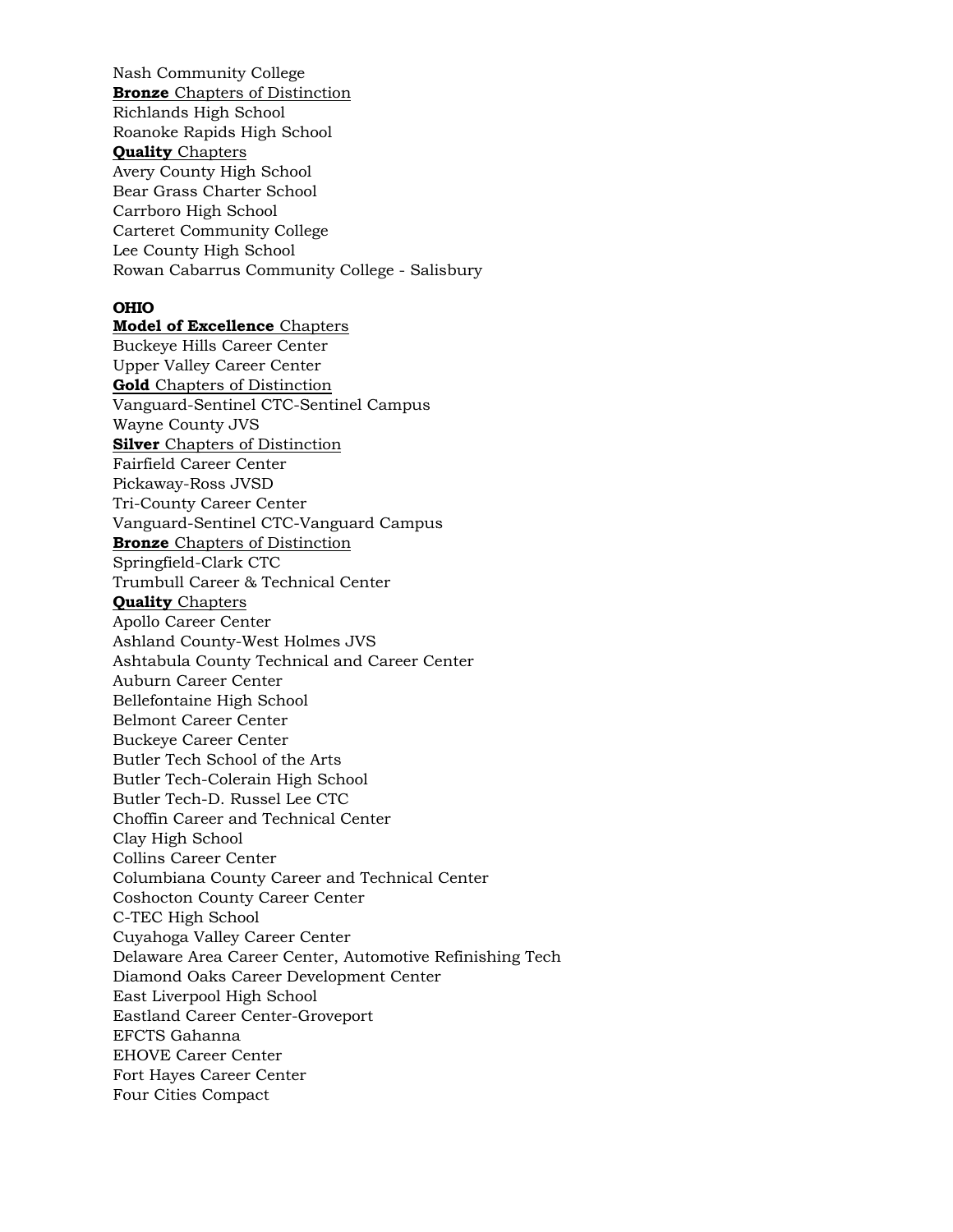Nash Community College

**Bronze** Chapters of Distinction

Richlands High School

Roanoke Rapids High School

**Quality** Chapters

Avery County High School

Bear Grass Charter School

Carrboro High School

Carteret Community College

Lee County High School

Rowan Cabarrus Community College - Salisbury

**OHIO**

**Model of Excellence** Chapters

Buckeye Hills Career Center

Upper Valley Career Center

**Gold** Chapters of Distinction

Vanguard-Sentinel CTC-Sentinel Campus

Wayne County JVS

**Silver** Chapters of Distinction

Fairfield Career Center

Pickaway-Ross JVSD

Tri-County Career Center

Vanguard-Sentinel CTC-Vanguard Campus

**Bronze** Chapters of Distinction

Springfield-Clark CTC

Trumbull Career & Technical Center

**Quality** Chapters

Apollo Career Center

Ashland County-West Holmes JVS

Ashtabula County Technical and Career Center

Auburn Career Center

Bellefontaine High School

Belmont Career Center

Buckeye Career Center

Butler Tech School of the Arts

Butler Tech-Colerain High School

Butler Tech-D. Russel Lee CTC

Choffin Career and Technical Center

Clay High School

Collins Career Center

Columbiana County Career and Technical Center

Coshocton County Career Center

C-TEC High School

Cuyahoga Valley Career Center

Delaware Area Career Center, Automotive Refinishing Tech

Diamond Oaks Career Development Center

East Liverpool High School

Eastland Career Center-Groveport

EFCTS Gahanna

EHOVE Career Center

Fort Hayes Career Center

Four Cities Compact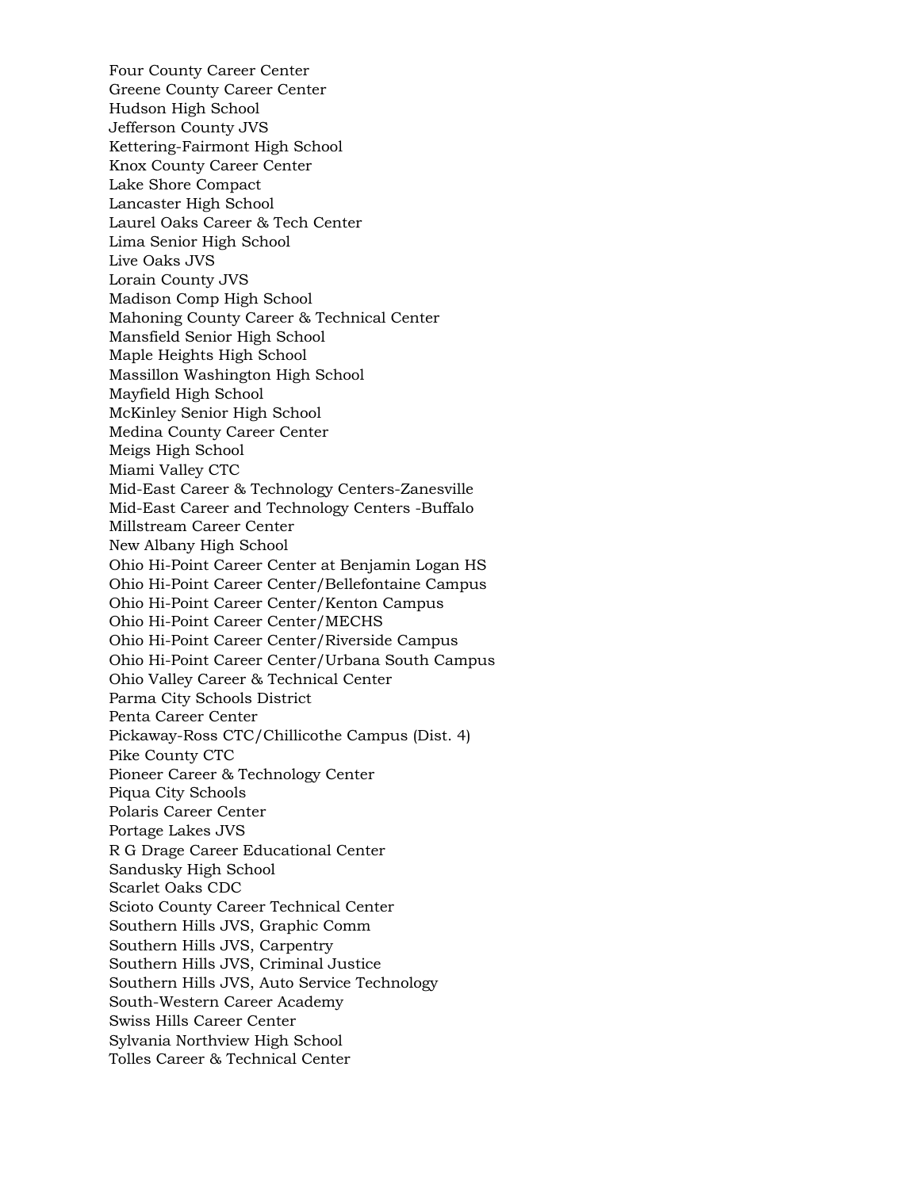Four County Career Center
Greene County Career Center
Hudson High School
Jefferson County JVS
Kettering-Fairmont High School
Knox County Career Center
Lake Shore Compact
Lancaster High School
Laurel Oaks Career & Tech Center
Lima Senior High School
Live Oaks JVS
Lorain County JVS
Madison Comp High School
Mahoning County Career & Technical Center
Mansfield Senior High School
Maple Heights High School
Massillon Washington High School
Mayfield High School
McKinley Senior High School
Medina County Career Center
Meigs High School
Miami Valley CTC
Mid-East Career & Technology Centers-Zanesville
Mid-East Career and Technology Centers -Buffalo
Millstream Career Center
New Albany High School
Ohio Hi-Point Career Center at Benjamin Logan HS
Ohio Hi-Point Career Center/Bellefontaine Campus
Ohio Hi-Point Career Center/Kenton Campus
Ohio Hi-Point Career Center/MECHS
Ohio Hi-Point Career Center/Riverside Campus
Ohio Hi-Point Career Center/Urbana South Campus
Ohio Valley Career & Technical Center
Parma City Schools District
Penta Career Center
Pickaway-Ross CTC/Chillicothe Campus (Dist. 4)
Pike County CTC
Pioneer Career & Technology Center
Piqua City Schools
Polaris Career Center
Portage Lakes JVS
R G Drage Career Educational Center
Sandusky High School
Scarlet Oaks CDC
Scioto County Career Technical Center
Southern Hills JVS, Graphic Comm
Southern Hills JVS, Carpentry
Southern Hills JVS, Criminal Justice
Southern Hills JVS, Auto Service Technology
South-Western Career Academy
Swiss Hills Career Center
Sylvania Northview High School
Tolles Career & Technical Center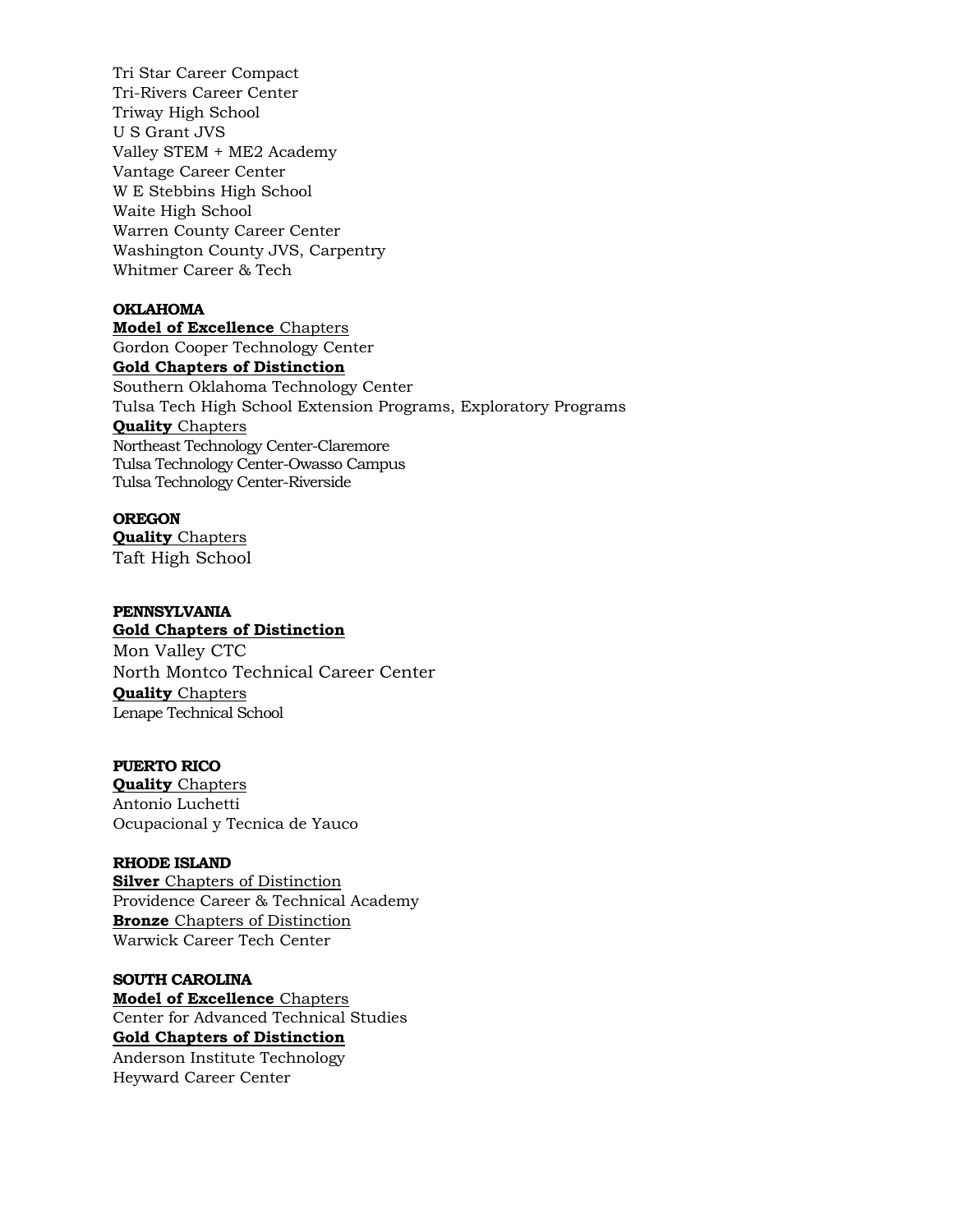Tri Star Career Compact
Tri-Rivers Career Center
Triway High School
U S Grant JVS
Valley STEM + ME2 Academy
Vantage Career Center
W E Stebbins High School
Waite High School
Warren County Career Center
Washington County JVS, Carpentry
Whitmer Career & Tech

**OKLAHOMA**

**Model of Excellence** Chapters

Gordon Cooper Technology Center

**Gold Chapters of Distinction**

Southern Oklahoma Technology Center
Tulsa Tech High School Extension Programs, Exploratory Programs

**Quality** Chapters

Northeast Technology Center-Claremore
Tulsa Technology Center-Owasso Campus
Tulsa Technology Center-Riverside

**OREGON**

**Quality** Chapters

Taft High School

**PENNSYLVANIA**

**Gold Chapters of Distinction**

Mon Valley CTC
North Montco Technical Career Center

**Quality** Chapters

Lenape Technical School

**PUERTO RICO**

**Quality** Chapters

Antonio Luchetti
Ocupacional y Tecnica de Yauco

**RHODE ISLAND**

**Silver** Chapters of Distinction

Providence Career & Technical Academy

**Bronze** Chapters of Distinction

Warwick Career Tech Center

**SOUTH CAROLINA**

**Model of Excellence** Chapters

Center for Advanced Technical Studies

**Gold Chapters of Distinction**

Anderson Institute Technology
Heyward Career Center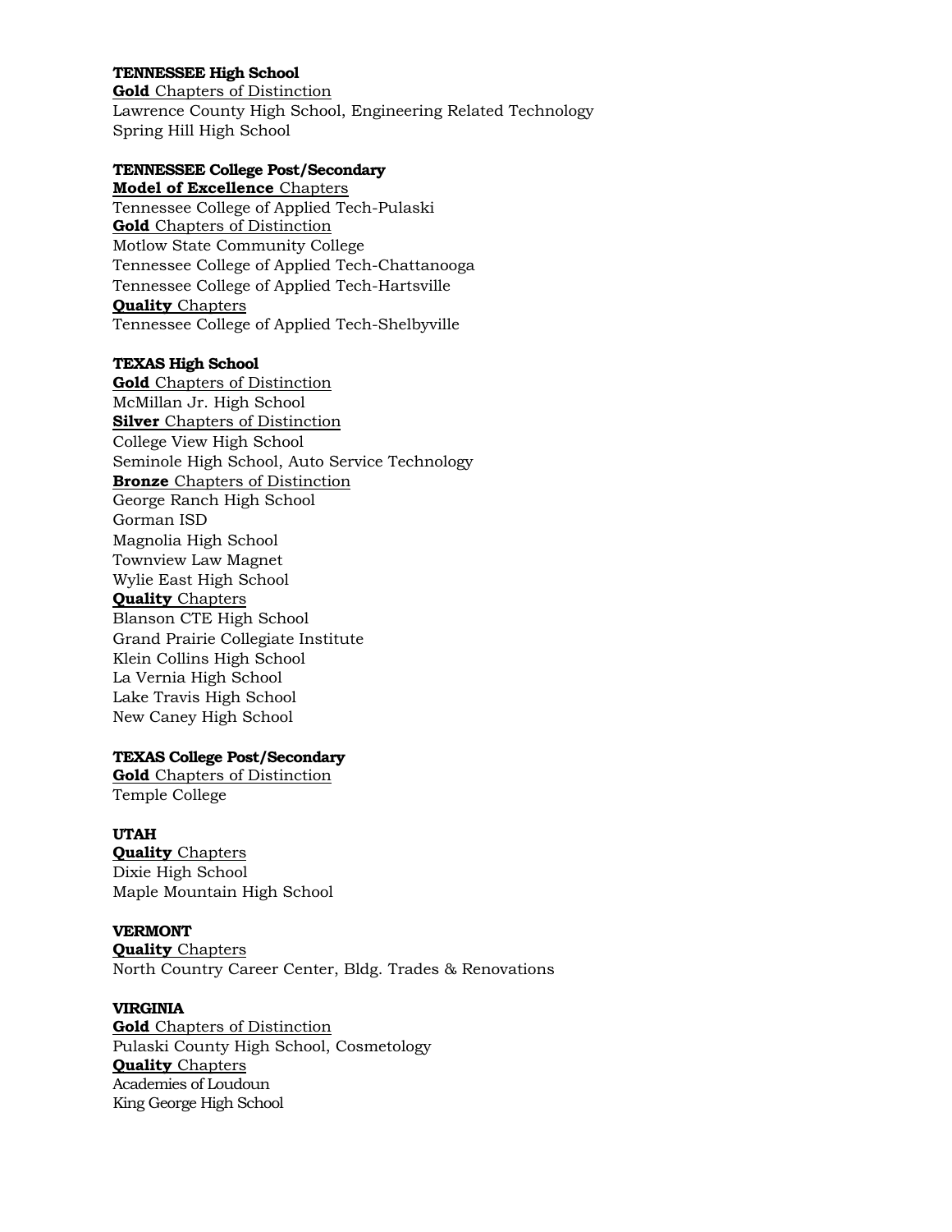**TENNESSEE High School**

**Gold** Chapters of Distinction

Lawrence County High School, Engineering Related Technology
Spring Hill High School

**TENNESSEE College Post/Secondary**

**Model of Excellence** Chapters

Tennessee College of Applied Tech-Pulaski

**Gold** Chapters of Distinction

Motlow State Community College
Tennessee College of Applied Tech-Chattanooga
Tennessee College of Applied Tech-Hartsville

**Quality** Chapters

Tennessee College of Applied Tech-Shelbyville

**TEXAS High School**

**Gold** Chapters of Distinction

McMillan Jr. High School

**Silver** Chapters of Distinction

College View High School
Seminole High School, Auto Service Technology

**Bronze** Chapters of Distinction

George Ranch High School
Gorman ISD
Magnolia High School
Townview Law Magnet
Wylie East High School

**Quality** Chapters

Blanson CTE High School
Grand Prairie Collegiate Institute
Klein Collins High School
La Vernia High School
Lake Travis High School
New Caney High School

**TEXAS College Post/Secondary**

**Gold** Chapters of Distinction

Temple College

**UTAH**

**Quality** Chapters

Dixie High School
Maple Mountain High School

**VERMONT**

**Quality** Chapters

North Country Career Center, Bldg. Trades & Renovations

**VIRGINIA**

**Gold** Chapters of Distinction

Pulaski County High School, Cosmetology

**Quality** Chapters

Academies of Loudoun
King George High School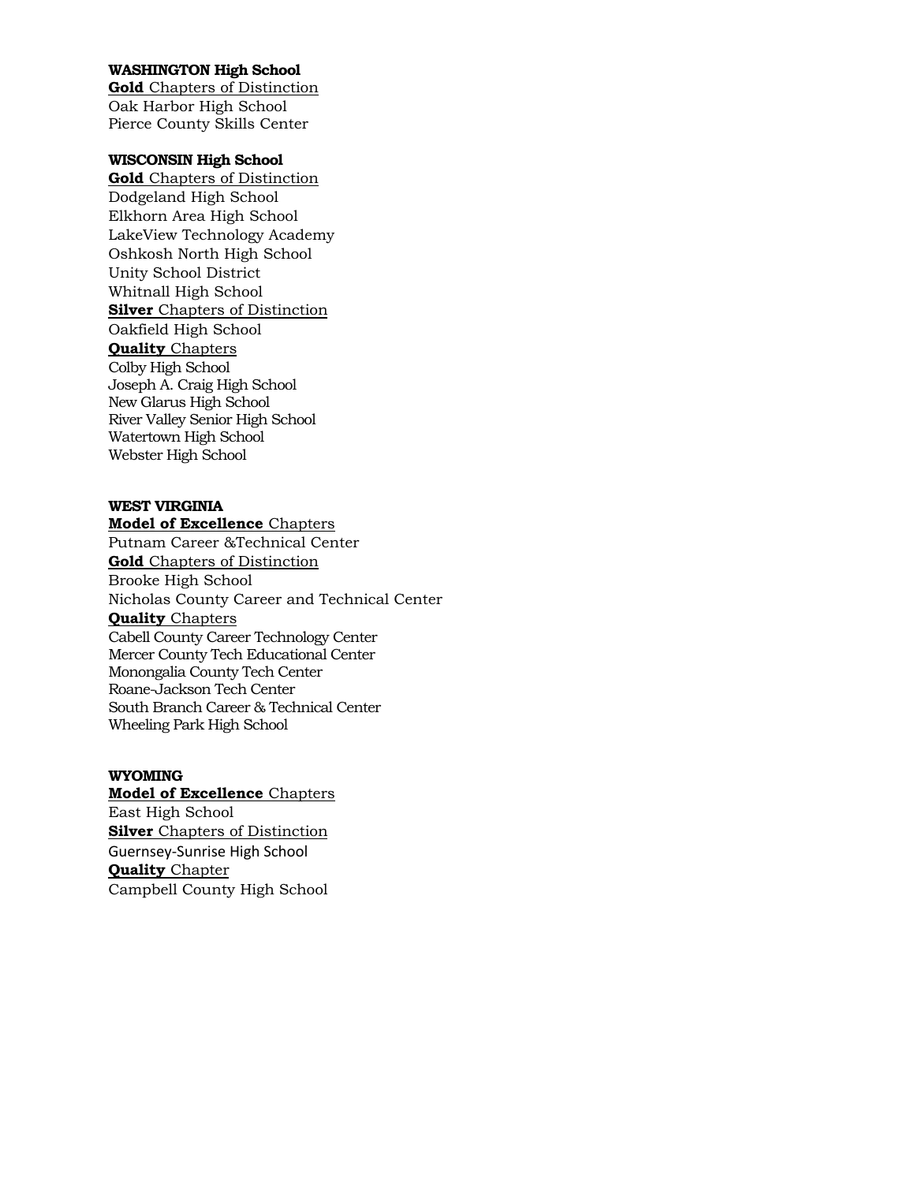**WASHINGTON High School**

**Gold** Chapters of Distinction

Oak Harbor High School
Pierce County Skills Center

**WISCONSIN High School**

**Gold** Chapters of Distinction

Dodgeland High School
Elkhorn Area High School
LakeView Technology Academy
Oshkosh North High School
Unity School District
Whitnall High School

**Silver** Chapters of Distinction

Oakfield High School

**Quality** Chapters

Colby High School
Joseph A. Craig High School
New Glarus High School
River Valley Senior High School
Watertown High School
Webster High School

**WEST VIRGINIA**

**Model of Excellence** Chapters

Putnam Career &Technical Center

**Gold** Chapters of Distinction

Brooke High School
Nicholas County Career and Technical Center

**Quality** Chapters

Cabell County Career Technology Center
Mercer County Tech Educational Center
Monongalia County Tech Center
Roane-Jackson Tech Center
South Branch Career & Technical Center
Wheeling Park High School

**WYOMING**

**Model of Excellence** Chapters

East High School

**Silver** Chapters of Distinction

Guernsey-Sunrise High School

**Quality** Chapter

Campbell County High School